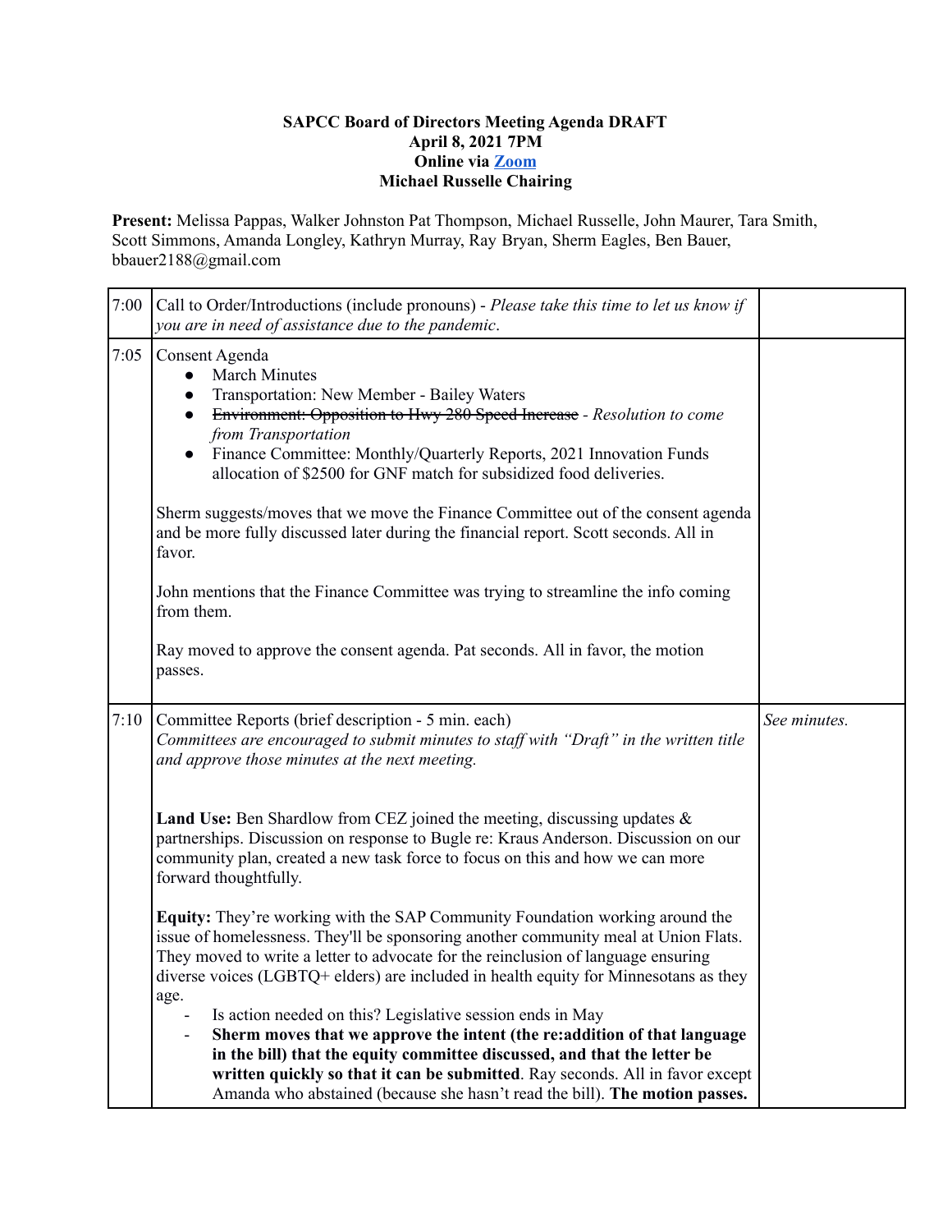**SAPCC Board of Directors Meeting Agenda DRAFT**
**April 8, 2021 7PM**
**Online via Zoom**
**Michael Russelle Chairing**

**Present:** Melissa Pappas, Walker Johnston Pat Thompson, Michael Russelle, John Maurer, Tara Smith, Scott Simmons, Amanda Longley, Kathryn Murray, Ray Bryan, Sherm Eagles, Ben Bauer, bbauer2188@gmail.com

| | | |
|---|---|---|
| 7:00 | Call to Order/Introductions (include pronouns) - *Please take this time to let us know if you are in need of assistance due to the pandemic*. | |
| 7:05 | Consent Agenda<br>• March Minutes<br>• Transportation: New Member - Bailey Waters<br>• ~~Environment: Opposition to Hwy 280 Speed Increase~~ - *Resolution to come from Transportation*<br>• Finance Committee: Monthly/Quarterly Reports, 2021 Innovation Funds allocation of $2500 for GNF match for subsidized food deliveries.<br><br>Sherm suggests/moves that we move the Finance Committee out of the consent agenda and be more fully discussed later during the financial report. Scott seconds. All in favor.<br><br>John mentions that the Finance Committee was trying to streamline the info coming from them.<br><br>Ray moved to approve the consent agenda. Pat seconds. All in favor, the motion passes. | |
| 7:10 | Committee Reports (brief description - 5 min. each)<br>*Committees are encouraged to submit minutes to staff with "Draft" in the written title and approve those minutes at the next meeting.*<br><br>**Land Use:** Ben Shardlow from CEZ joined the meeting, discussing updates & partnerships. Discussion on response to Bugle re: Kraus Anderson. Discussion on our community plan, created a new task force to focus on this and how we can more forward thoughtfully.<br><br>**Equity:** They're working with the SAP Community Foundation working around the issue of homelessness. They'll be sponsoring another community meal at Union Flats. They moved to write a letter to advocate for the reinclusion of language ensuring diverse voices (LGBTQ+ elders) are included in health equity for Minnesotans as they age.<br>- Is action needed on this? Legislative session ends in May<br>- **Sherm moves that we approve the intent (the re:addition of that language in the bill) that the equity committee discussed, and that the letter be written quickly so that it can be submitted**. Ray seconds. All in favor except Amanda who abstained (because she hasn't read the bill). **The motion passes.** | *See minutes.* |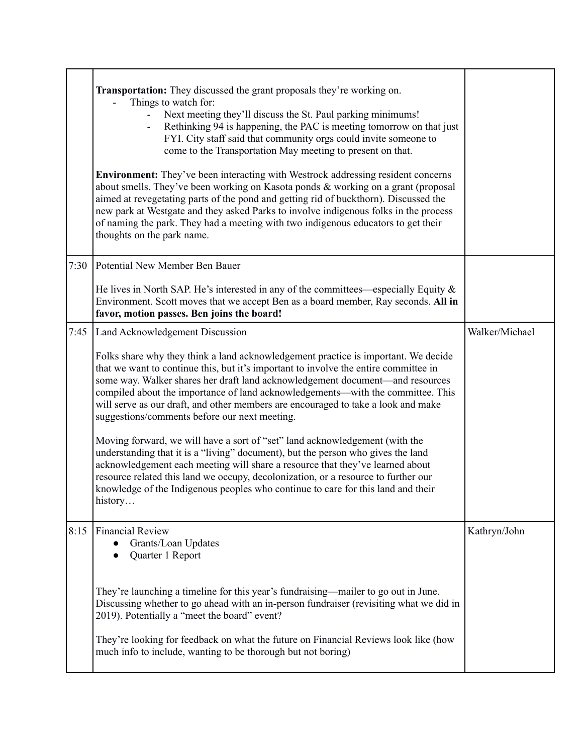| | | |
|---|---|---|
| | **Transportation:** They discussed the grant proposals they're working on.<br>- Things to watch for:<br>&nbsp;&nbsp;&nbsp;&nbsp;- Next meeting they'll discuss the St. Paul parking minimums!<br>&nbsp;&nbsp;&nbsp;&nbsp;- Rethinking 94 is happening, the PAC is meeting tomorrow on that just FYI. City staff said that community orgs could invite someone to come to the Transportation May meeting to present on that.<br><br>**Environment:** They've been interacting with Westrock addressing resident concerns about smells. They've been working on Kasota ponds & working on a grant (proposal aimed at revegetating parts of the pond and getting rid of buckthorn). Discussed the new park at Westgate and they asked Parks to involve indigenous folks in the process of naming the park. They had a meeting with two indigenous educators to get their thoughts on the park name. | |
| 7:30 | Potential New Member Ben Bauer<br><br>He lives in North SAP. He's interested in any of the committees—especially Equity & Environment. Scott moves that we accept Ben as a board member, Ray seconds. **All in favor, motion passes. Ben joins the board!** | |
| 7:45 | Land Acknowledgement Discussion<br><br>Folks share why they think a land acknowledgement practice is important. We decide that we want to continue this, but it's important to involve the entire committee in some way. Walker shares her draft land acknowledgement document—and resources compiled about the importance of land acknowledgements—with the committee. This will serve as our draft, and other members are encouraged to take a look and make suggestions/comments before our next meeting.<br><br>Moving forward, we will have a sort of "set" land acknowledgement (with the understanding that it is a "living" document), but the person who gives the land acknowledgement each meeting will share a resource that they've learned about resource related this land we occupy, decolonization, or a resource to further our knowledge of the Indigenous peoples who continue to care for this land and their history… | Walker/Michael |
| 8:15 | Financial Review<br>● Grants/Loan Updates<br>● Quarter 1 Report<br><br>They're launching a timeline for this year's fundraising—mailer to go out in June. Discussing whether to go ahead with an in-person fundraiser (revisiting what we did in 2019). Potentially a "meet the board" event?<br><br>They're looking for feedback on what the future on Financial Reviews look like (how much info to include, wanting to be thorough but not boring) | Kathryn/John |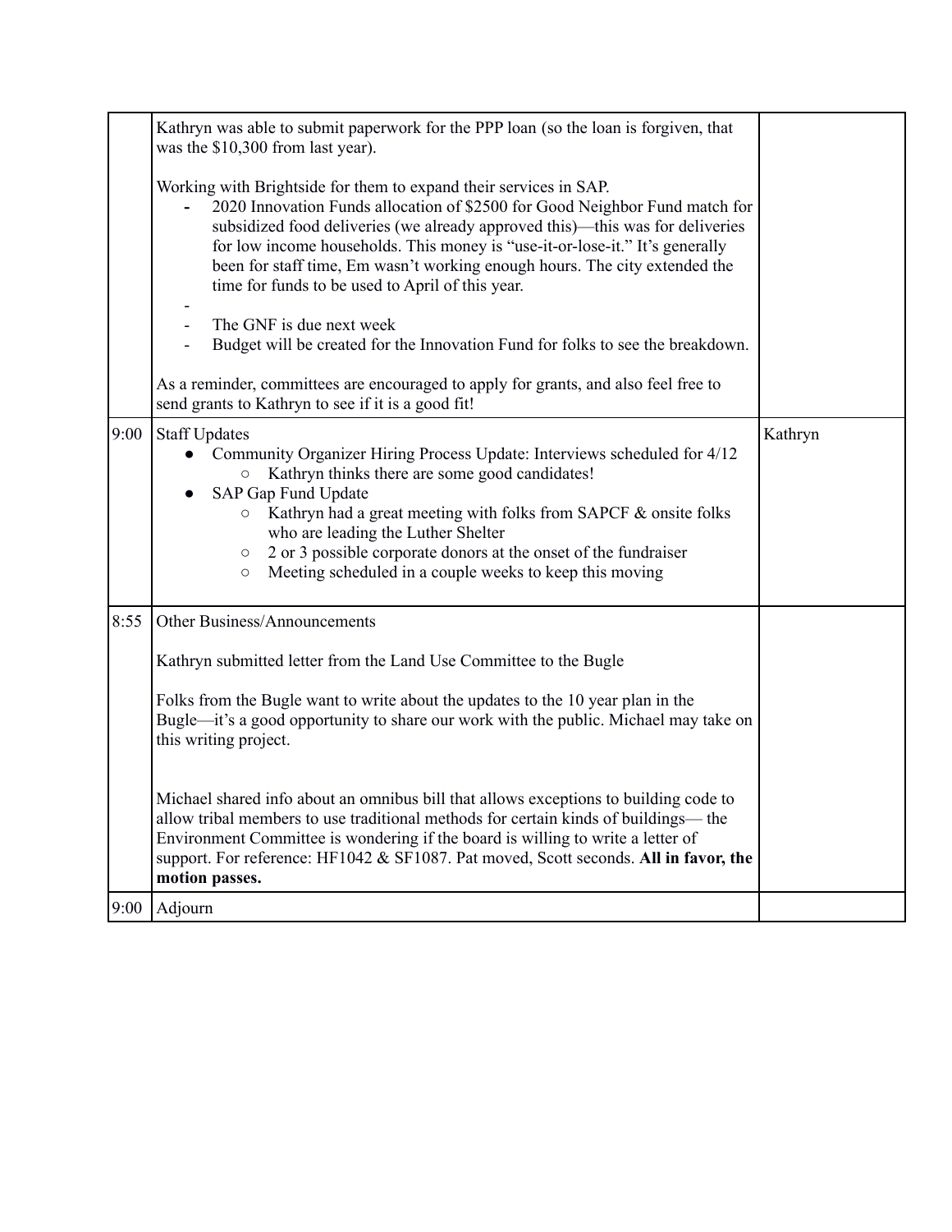| | | |
|---|---|---|
| | Kathryn was able to submit paperwork for the PPP loan (so the loan is forgiven, that was the $10,300 from last year).<br><br>Working with Brightside for them to expand their services in SAP.<br>- 2020 Innovation Funds allocation of $2500 for Good Neighbor Fund match for subsidized food deliveries (we already approved this)—this was for deliveries for low income households. This money is "use-it-or-lose-it." It's generally been for staff time, Em wasn't working enough hours. The city extended the time for funds to be used to April of this year.<br>-<br>- The GNF is due next week<br>- Budget will be created for the Innovation Fund for folks to see the breakdown.<br><br>As a reminder, committees are encouraged to apply for grants, and also feel free to send grants to Kathryn to see if it is a good fit! | |
| 9:00 | Staff Updates<br>● Community Organizer Hiring Process Update: Interviews scheduled for 4/12<br>○ Kathryn thinks there are some good candidates!<br>● SAP Gap Fund Update<br>○ Kathryn had a great meeting with folks from SAPCF & onsite folks who are leading the Luther Shelter<br>○ 2 or 3 possible corporate donors at the onset of the fundraiser<br>○ Meeting scheduled in a couple weeks to keep this moving | Kathryn |
| 8:55 | Other Business/Announcements<br><br>Kathryn submitted letter from the Land Use Committee to the Bugle<br><br>Folks from the Bugle want to write about the updates to the 10 year plan in the Bugle—it's a good opportunity to share our work with the public. Michael may take on this writing project.<br><br>Michael shared info about an omnibus bill that allows exceptions to building code to allow tribal members to use traditional methods for certain kinds of buildings— the Environment Committee is wondering if the board is willing to write a letter of support. For reference: HF1042 & SF1087. Pat moved, Scott seconds. **All in favor, the motion passes.** | |
| 9:00 | Adjourn | |